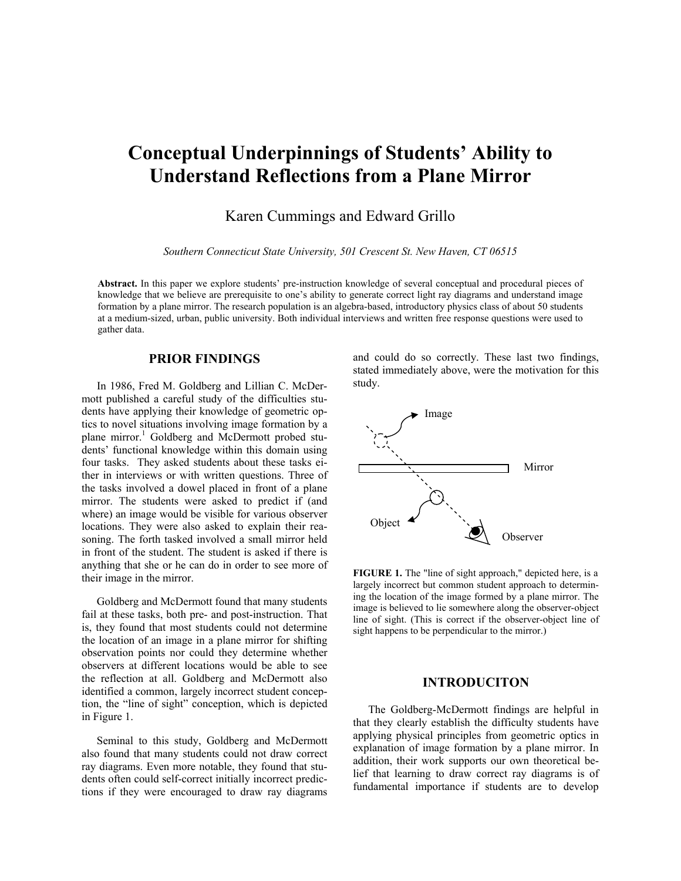# Conceptual Underpinnings of Students' Ability to Understand Reflections from a Plane Mirror

Karen Cummings and Edward Grillo

*Southern Connecticut State University, 501 Crescent St. New Haven, CT 06515*

**Abstract.** In this paper we explore students' pre-instruction knowledge of several conceptual and procedural pieces of knowledge that we believe are prerequisite to one's ability to generate correct light ray diagrams and understand image formation by a plane mirror. The research population is an algebra-based, introductory physics class of about 50 students at a medium-sized, urban, public university. Both individual interviews and written free response questions were used to gather data.

## PRIOR FINDINGS

In 1986, Fred M. Goldberg and Lillian C. McDermott published a careful study of the difficulties students have applying their knowledge of geometric optics to novel situations involving image formation by a plane mirror.[1] Goldberg and McDermott probed students' functional knowledge within this domain using four tasks. They asked students about these tasks either in interviews or with written questions. Three of the tasks involved a dowel placed in front of a plane mirror. The students were asked to predict if (and where) an image would be visible for various observer locations. They were also asked to explain their reasoning. The forth tasked involved a small mirror held in front of the student. The student is asked if there is anything that she or he can do in order to see more of their image in the mirror.

Goldberg and McDermott found that many students fail at these tasks, both pre- and post-instruction. That is, they found that most students could not determine the location of an image in a plane mirror for shifting observation points nor could they determine whether observers at different locations would be able to see the reflection at all. Goldberg and McDermott also identified a common, largely incorrect student conception, the "line of sight" conception, which is depicted in Figure 1.

Seminal to this study, Goldberg and McDermott also found that many students could not draw correct ray diagrams. Even more notable, they found that students often could self-correct initially incorrect predictions if they were encouraged to draw ray diagrams and could do so correctly. These last two findings, stated immediately above, were the motivation for this study.

Image

Mirror

Object

Observer

**FIGURE 1.** The "line of sight approach," depicted here, is a largely incorrect but common student approach to determining the location of the image formed by a plane mirror. The image is believed to lie somewhere along the observer-object line of sight. (This is correct if the observer-object line of sight happens to be perpendicular to the mirror.)

## INTRODUCITON

The Goldberg-McDermott findings are helpful in that they clearly establish the difficulty students have applying physical principles from geometric optics in explanation of image formation by a plane mirror. In addition, their work supports our own theoretical belief that learning to draw correct ray diagrams is of fundamental importance if students are to develop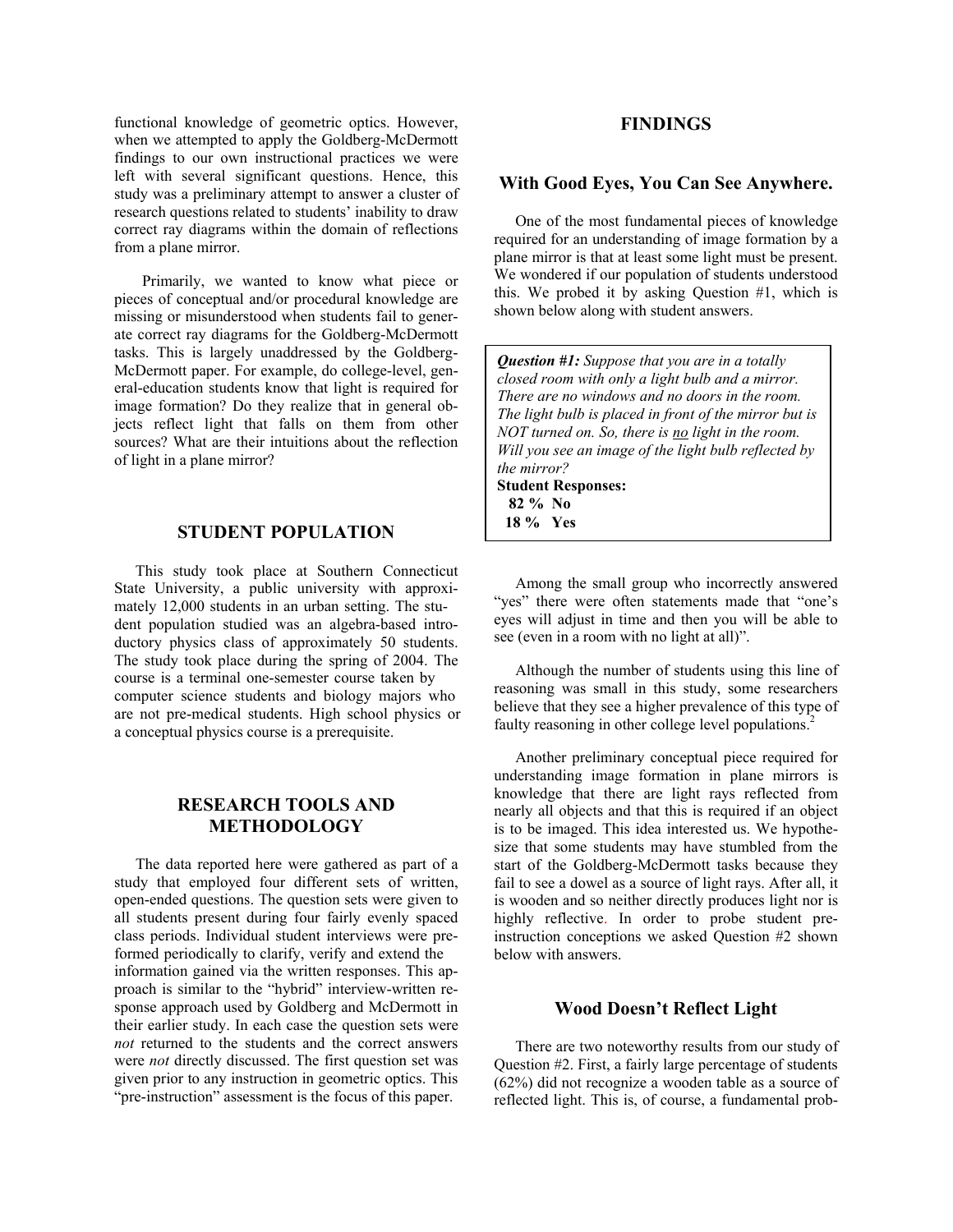functional knowledge of geometric optics. However, when we attempted to apply the Goldberg-McDermott findings to our own instructional practices we were left with several significant questions. Hence, this study was a preliminary attempt to answer a cluster of research questions related to students' inability to draw correct ray diagrams within the domain of reflections from a plane mirror.

Primarily, we wanted to know what piece or pieces of conceptual and/or procedural knowledge are missing or misunderstood when students fail to generate correct ray diagrams for the Goldberg-McDermott tasks. This is largely unaddressed by the Goldberg-McDermott paper. For example, do college-level, general-education students know that light is required for image formation? Do they realize that in general objects reflect light that falls on them from other sources? What are their intuitions about the reflection of light in a plane mirror?

## STUDENT POPULATION

This study took place at Southern Connecticut State University, a public university with approximately 12,000 students in an urban setting. The student population studied was an algebra-based introductory physics class of approximately 50 students. The study took place during the spring of 2004. The course is a terminal one-semester course taken by computer science students and biology majors who are not pre-medical students. High school physics or a conceptual physics course is a prerequisite.

## RESEARCH TOOLS AND METHODOLOGY

The data reported here were gathered as part of a study that employed four different sets of written, open-ended questions. The question sets were given to all students present during four fairly evenly spaced class periods. Individual student interviews were preformed periodically to clarify, verify and extend the information gained via the written responses. This approach is similar to the "hybrid" interview-written response approach used by Goldberg and McDermott in their earlier study. In each case the question sets were *not* returned to the students and the correct answers were *not* directly discussed. The first question set was given prior to any instruction in geometric optics. This "pre-instruction" assessment is the focus of this paper.

## FINDINGS

### With Good Eyes, You Can See Anywhere.

One of the most fundamental pieces of knowledge required for an understanding of image formation by a plane mirror is that at least some light must be present. We wondered if our population of students understood this. We probed it by asking Question #1, which is shown below along with student answers.

> ***Question #1:*** *Suppose that you are in a totally closed room with only a light bulb and a mirror. There are no windows and no doors in the room. The light bulb is placed in front of the mirror but is NOT turned on. So, there is no light in the room. Will you see an image of the light bulb reflected by the mirror?*
>
> **Student Responses:**
> **82 % No**
> **18 % Yes**

Among the small group who incorrectly answered "yes" there were often statements made that "one's eyes will adjust in time and then you will be able to see (even in a room with no light at all)".

Although the number of students using this line of reasoning was small in this study, some researchers believe that they see a higher prevalence of this type of faulty reasoning in other college level populations.[2]

Another preliminary conceptual piece required for understanding image formation in plane mirrors is knowledge that there are light rays reflected from nearly all objects and that this is required if an object is to be imaged. This idea interested us. We hypothesize that some students may have stumbled from the start of the Goldberg-McDermott tasks because they fail to see a dowel as a source of light rays. After all, it is wooden and so neither directly produces light nor is highly reflective. In order to probe student pre-instruction conceptions we asked Question #2 shown below with answers.

### Wood Doesn't Reflect Light

There are two noteworthy results from our study of Question #2. First, a fairly large percentage of students (62%) did not recognize a wooden table as a source of reflected light. This is, of course, a fundamental prob-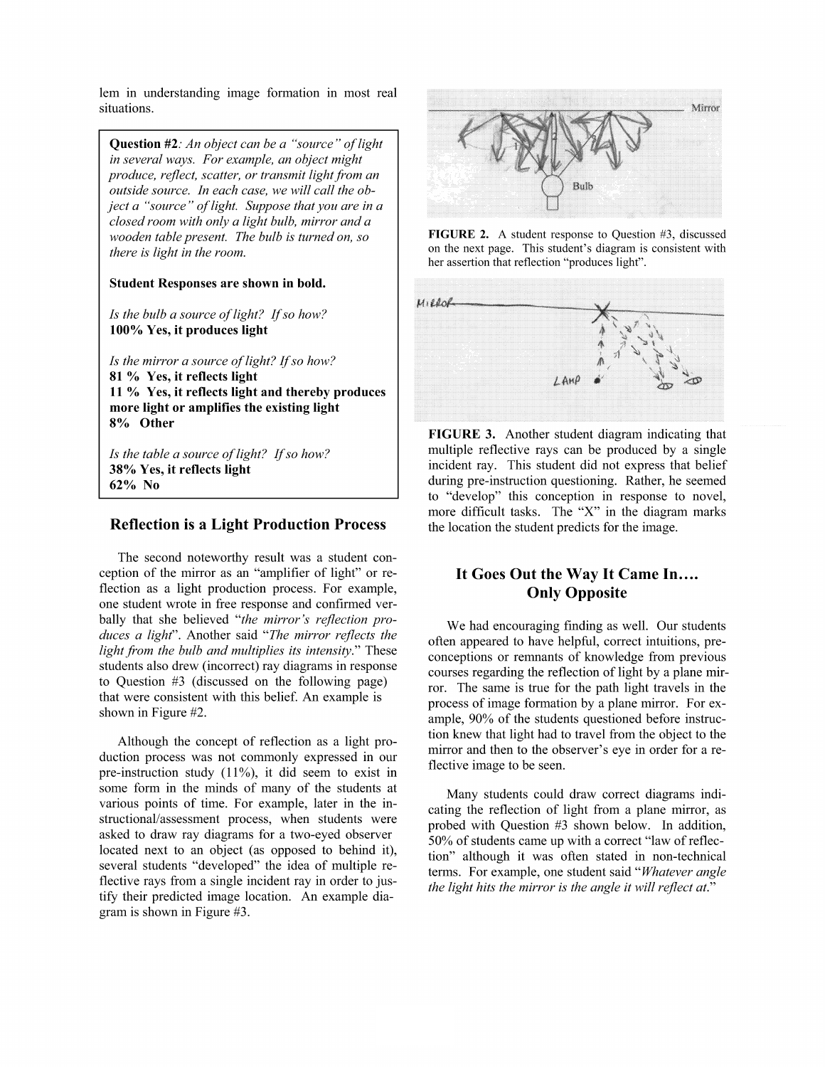lem in understanding image formation in most real situations.

> **Question #2**: *An object can be a "source" of light in several ways. For example, an object might produce, reflect, scatter, or transmit light from an outside source. In each case, we will call the object a "source" of light. Suppose that you are in a closed room with only a light bulb, mirror and a wooden table present. The bulb is turned on, so there is light in the room.*
>
> **Student Responses are shown in bold.**
>
> *Is the bulb a source of light? If so how?*
> **100% Yes, it produces light**
>
> *Is the mirror a source of light? If so how?*
> **81 % Yes, it reflects light**
> **11 % Yes, it reflects light and thereby produces more light or amplifies the existing light**
> **8% Other**
>
> *Is the table a source of light? If so how?*
> **38% Yes, it reflects light**
> **62% No**

## Reflection is a Light Production Process

The second noteworthy result was a student conception of the mirror as an "amplifier of light" or reflection as a light production process. For example, one student wrote in free response and confirmed verbally that she believed "*the mirror's reflection produces a light*". Another said "*The mirror reflects the light from the bulb and multiplies its intensity.*" These students also drew (incorrect) ray diagrams in response to Question #3 (discussed on the following page) that were consistent with this belief. An example is shown in Figure #2.

Although the concept of reflection as a light production process was not commonly expressed in our pre-instruction study (11%), it did seem to exist in some form in the minds of many of the students at various points of time. For example, later in the instructional/assessment process, when students were asked to draw ray diagrams for a two-eyed observer located next to an object (as opposed to behind it), several students "developed" the idea of multiple reflective rays from a single incident ray in order to justify their predicted image location. An example diagram is shown in Figure #3.

Mirror

Bulb

**FIGURE 2.** A student response to Question #3, discussed on the next page. This student's diagram is consistent with her assertion that reflection "produces light".

MIRROR

LAMP

**FIGURE 3.** Another student diagram indicating that multiple reflective rays can be produced by a single incident ray. This student did not express that belief during pre-instruction questioning. Rather, he seemed to "develop" this conception in response to novel, more difficult tasks. The "X" in the diagram marks the location the student predicts for the image.

## It Goes Out the Way It Came In…. Only Opposite

We had encouraging finding as well. Our students often appeared to have helpful, correct intuitions, preconceptions or remnants of knowledge from previous courses regarding the reflection of light by a plane mirror. The same is true for the path light travels in the process of image formation by a plane mirror. For example, 90% of the students questioned before instruction knew that light had to travel from the object to the mirror and then to the observer's eye in order for a reflective image to be seen.

Many students could draw correct diagrams indicating the reflection of light from a plane mirror, as probed with Question #3 shown below. In addition, 50% of students came up with a correct "law of reflection" although it was often stated in non-technical terms. For example, one student said "*Whatever angle the light hits the mirror is the angle it will reflect at.*"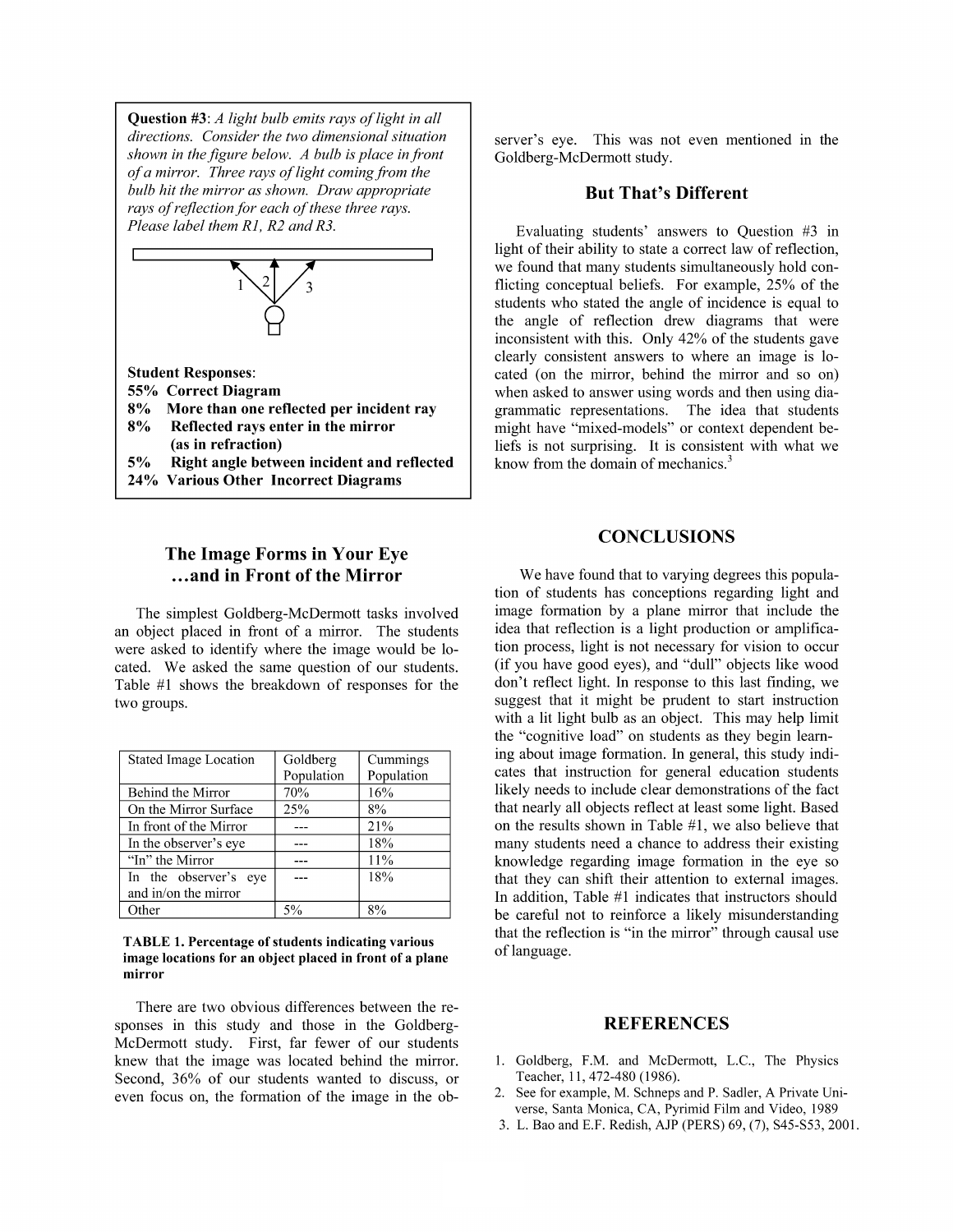**Question #3**: *A light bulb emits rays of light in all directions. Consider the two dimensional situation shown in the figure below. A bulb is place in front of a mirror. Three rays of light coming from the bulb hit the mirror as shown. Draw appropriate rays of reflection for each of these three rays. Please label them R1, R2 and R3.*

1 2 3

**Student Responses**:
**55% Correct Diagram**
**8% More than one reflected per incident ray**
**8% Reflected rays enter in the mirror (as in refraction)**
**5% Right angle between incident and reflected**
**24% Various Other Incorrect Diagrams**

## The Image Forms in Your Eye …and in Front of the Mirror

The simplest Goldberg-McDermott tasks involved an object placed in front of a mirror. The students were asked to identify where the image would be located. We asked the same question of our students. Table #1 shows the breakdown of responses for the two groups.

| Stated Image Location | Goldberg Population | Cummings Population |
|---|---|---|
| Behind the Mirror | 70% | 16% |
| On the Mirror Surface | 25% | 8% |
| In front of the Mirror | --- | 21% |
| In the observer's eye | --- | 18% |
| "In" the Mirror | --- | 11% |
| In the observer's eye and in/on the mirror | --- | 18% |
| Other | 5% | 8% |

**TABLE 1. Percentage of students indicating various image locations for an object placed in front of a plane mirror**

There are two obvious differences between the responses in this study and those in the Goldberg-McDermott study. First, far fewer of our students knew that the image was located behind the mirror. Second, 36% of our students wanted to discuss, or even focus on, the formation of the image in the observer's eye. This was not even mentioned in the Goldberg-McDermott study.

## But That's Different

Evaluating students' answers to Question #3 in light of their ability to state a correct law of reflection, we found that many students simultaneously hold conflicting conceptual beliefs. For example, 25% of the students who stated the angle of incidence is equal to the angle of reflection drew diagrams that were inconsistent with this. Only 42% of the students gave clearly consistent answers to where an image is located (on the mirror, behind the mirror and so on) when asked to answer using words and then using diagrammatic representations. The idea that students might have "mixed-models" or context dependent beliefs is not surprising. It is consistent with what we know from the domain of mechanics.[3]

## CONCLUSIONS

We have found that to varying degrees this population of students has conceptions regarding light and image formation by a plane mirror that include the idea that reflection is a light production or amplification process, light is not necessary for vision to occur (if you have good eyes), and "dull" objects like wood don't reflect light. In response to this last finding, we suggest that it might be prudent to start instruction with a lit light bulb as an object. This may help limit the "cognitive load" on students as they begin learning about image formation. In general, this study indicates that instruction for general education students likely needs to include clear demonstrations of the fact that nearly all objects reflect at least some light. Based on the results shown in Table #1, we also believe that many students need a chance to address their existing knowledge regarding image formation in the eye so that they can shift their attention to external images. In addition, Table #1 indicates that instructors should be careful not to reinforce a likely misunderstanding that the reflection is "in the mirror" through causal use of language.

## REFERENCES

1. Goldberg, F.M. and McDermott, L.C., The Physics Teacher, 11, 472-480 (1986).
2. See for example, M. Schneps and P. Sadler, A Private Universe, Santa Monica, CA, Pyrimid Film and Video, 1989
3. L. Bao and E.F. Redish, AJP (PERS) 69, (7), S45-S53, 2001.